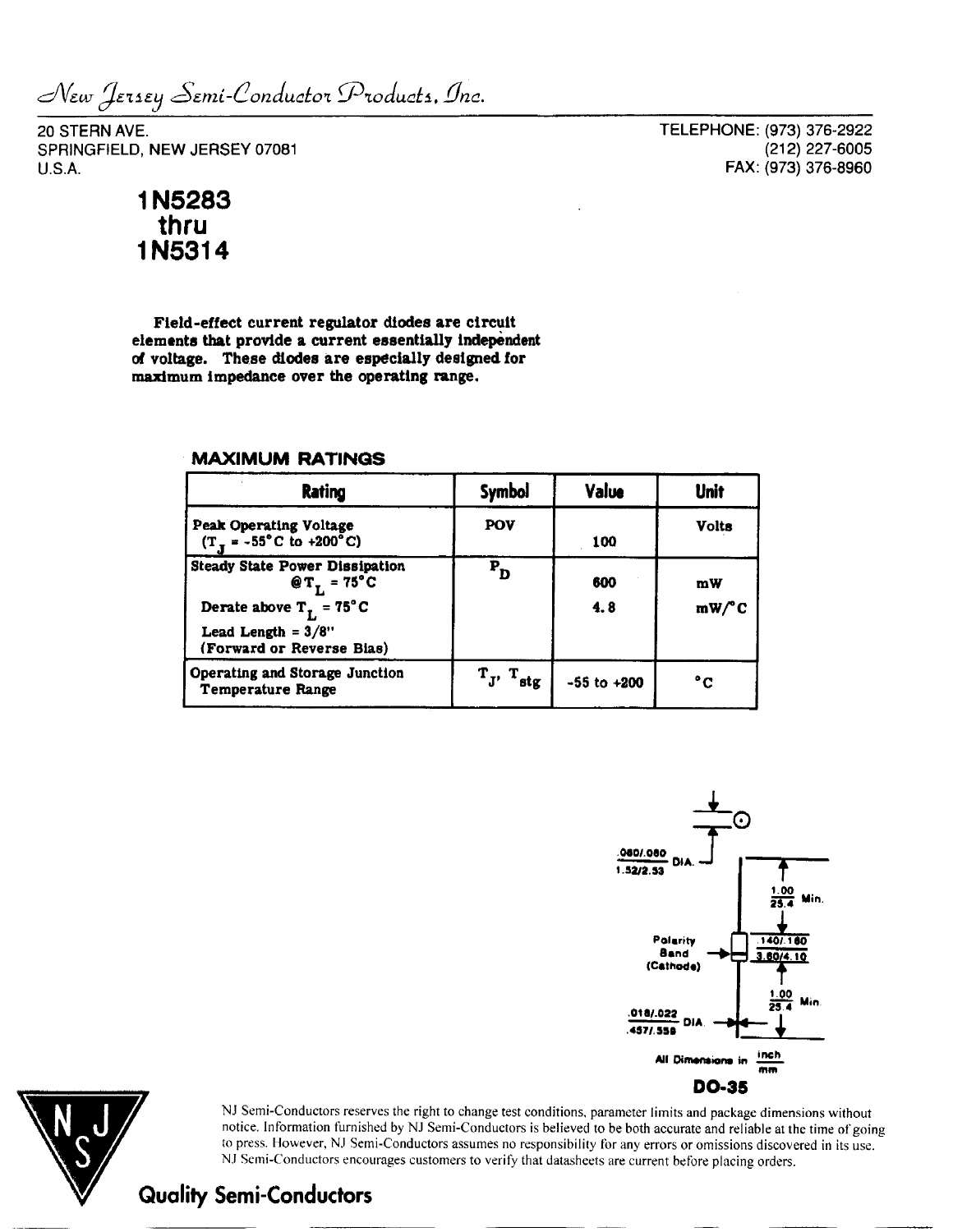*New Jersey Semi-Conductor Products, Inc.*

20 STERN AVE.
SPRINGFIELD, NEW JERSEY 07081
U.S.A.

TELEPHONE: (973) 376-2922
(212) 227-6005
FAX: (973) 376-8960

# 1N5283 thru 1N5314

**Field-effect current regulator diodes are circuit elements that provide a current essentially independent of voltage. These diodes are especially designed for maximum impedance over the operating range.**

## MAXIMUM RATINGS

| Rating | Symbol | Value | Unit |
|---|---|---|---|
| Peak Operating Voltage ($T_J$ = -55°C to +200°C) | POV | 100 | Volts |
| Steady State Power Dissipation @$T_L$ = 75°C<br>Derate above $T_L$ = 75°C<br>Lead Length = 3/8"<br>(Forward or Reverse Bias) | $P_D$ | 600<br>4.8 | mW<br>mW/°C |
| Operating and Storage Junction Temperature Range | $T_J$, $T_{stg}$ | -55 to +200 | °C |

.060/.080 DIA.
1.52/2.03

1.00 Min.
25.4

Polarity Band (Cathode)

.140/.160
3.60/4.10

1.00 Min.
25.4

.018/.022 DIA.
.457/.558

All Dimensions in inch/mm

**DO-35**

NJ Semi-Conductors reserves the right to change test conditions, parameter limits and package dimensions without notice. Information furnished by NJ Semi-Conductors is believed to be both accurate and reliable at the time of going to press. However, NJ Semi-Conductors assumes no responsibility for any errors or omissions discovered in its use. NJ Semi-Conductors encourages customers to verify that datasheets are current before placing orders.

**Quality Semi-Conductors**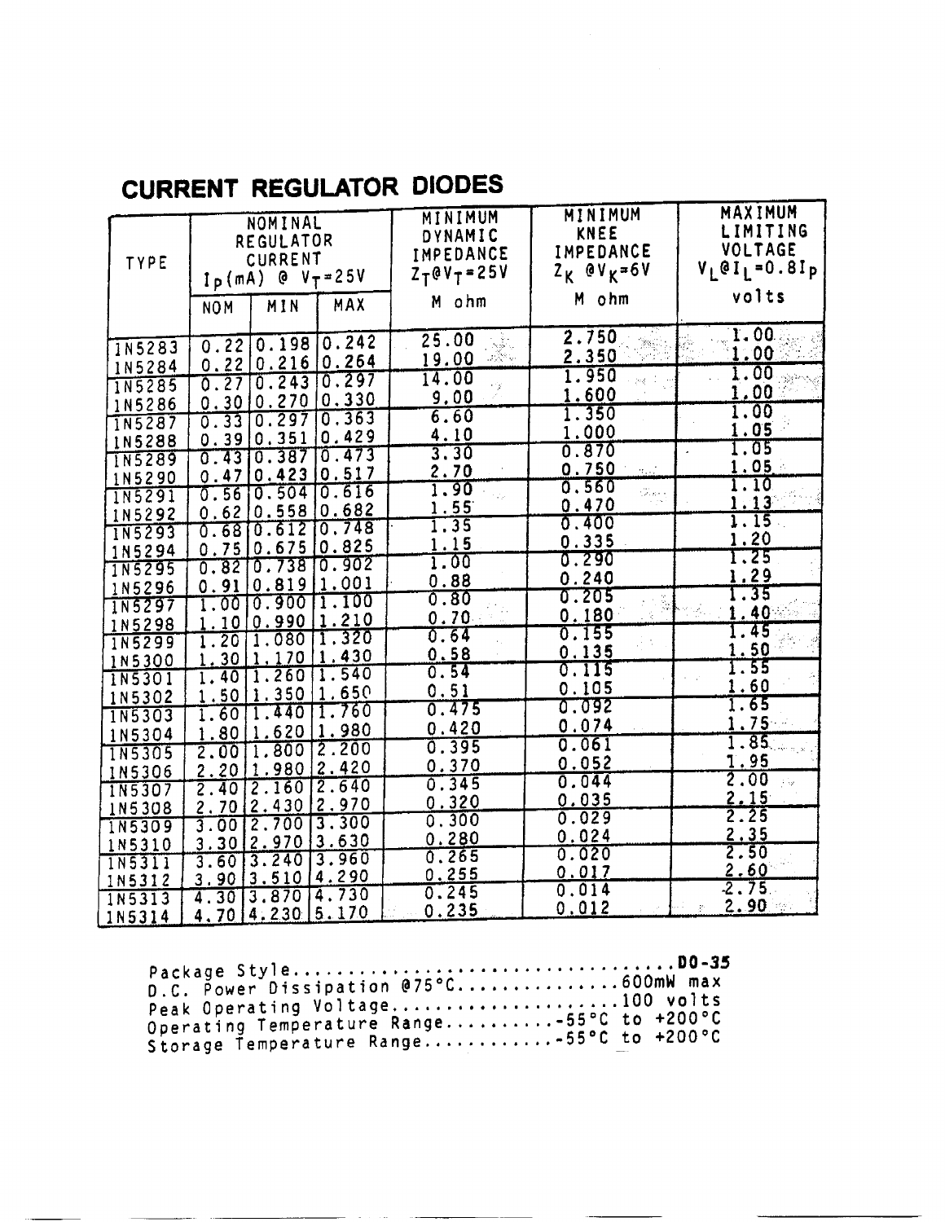## CURRENT REGULATOR DIODES

| TYPE | NOMINAL REGULATOR CURRENT $I_P$(mA) @ $V_T$=25V | | | MINIMUM DYNAMIC IMPEDANCE $Z_T$@$V_T$=25V | MINIMUM KNEE IMPEDANCE $Z_K$ @$V_K$=6V | MAXIMUM LIMITING VOLTAGE $V_L$@$I_L$=0.8$I_P$ |
|---|---|---|---|---|---|---|
| | NOM | MIN | MAX | M ohm | M ohm | volts |
| 1N5283 | 0.22 | 0.198 | 0.242 | 25.00 | 2.750 | 1.00 |
| 1N5284 | 0.22 | 0.216 | 0.264 | 19.00 | 2.350 | 1.00 |
| 1N5285 | 0.27 | 0.243 | 0.297 | 14.00 | 1.950 | 1.00 |
| 1N5286 | 0.30 | 0.270 | 0.330 | 9.00 | 1.600 | 1.00 |
| 1N5287 | 0.33 | 0.297 | 0.363 | 6.60 | 1.350 | 1.00 |
| 1N5288 | 0.39 | 0.351 | 0.429 | 4.10 | 1.000 | 1.05 |
| 1N5289 | 0.43 | 0.387 | 0.473 | 3.30 | 0.870 | 1.05 |
| 1N5290 | 0.47 | 0.423 | 0.517 | 2.70 | 0.750 | 1.05 |
| 1N5291 | 0.56 | 0.504 | 0.616 | 1.90 | 0.560 | 1.10 |
| 1N5292 | 0.62 | 0.558 | 0.682 | 1.55 | 0.470 | 1.13 |
| 1N5293 | 0.68 | 0.612 | 0.748 | 1.35 | 0.400 | 1.15 |
| 1N5294 | 0.75 | 0.675 | 0.825 | 1.15 | 0.335 | 1.20 |
| 1N5295 | 0.82 | 0.738 | 0.902 | 1.00 | 0.290 | 1.25 |
| 1N5296 | 0.91 | 0.819 | 1.001 | 0.88 | 0.240 | 1.29 |
| 1N5297 | 1.00 | 0.900 | 1.100 | 0.80 | 0.205 | 1.35 |
| 1N5298 | 1.10 | 0.990 | 1.210 | 0.70 | 0.180 | 1.40 |
| 1N5299 | 1.20 | 1.080 | 1.320 | 0.64 | 0.155 | 1.45 |
| 1N5300 | 1.30 | 1.170 | 1.430 | 0.58 | 0.135 | 1.50 |
| 1N5301 | 1.40 | 1.260 | 1.540 | 0.54 | 0.115 | 1.55 |
| 1N5302 | 1.50 | 1.350 | 1.650 | 0.51 | 0.105 | 1.60 |
| 1N5303 | 1.60 | 1.440 | 1.760 | 0.475 | 0.092 | 1.65 |
| 1N5304 | 1.80 | 1.620 | 1.980 | 0.420 | 0.074 | 1.75 |
| 1N5305 | 2.00 | 1.800 | 2.200 | 0.395 | 0.061 | 1.85 |
| 1N5306 | 2.20 | 1.980 | 2.420 | 0.370 | 0.052 | 1.95 |
| 1N5307 | 2.40 | 2.160 | 2.640 | 0.345 | 0.044 | 2.00 |
| 1N5308 | 2.70 | 2.430 | 2.970 | 0.320 | 0.035 | 2.15 |
| 1N5309 | 3.00 | 2.700 | 3.300 | 0.300 | 0.029 | 2.25 |
| 1N5310 | 3.30 | 2.970 | 3.630 | 0.280 | 0.024 | 2.35 |
| 1N5311 | 3.60 | 3.240 | 3.960 | 0.265 | 0.020 | 2.50 |
| 1N5312 | 3.90 | 3.510 | 4.290 | 0.255 | 0.017 | 2.60 |
| 1N5313 | 4.30 | 3.870 | 4.730 | 0.245 | 0.014 | 2.75 |
| 1N5314 | 4.70 | 4.230 | 5.170 | 0.235 | 0.012 | 2.90 |

Package Style.................................**DO-35**
D.C. Power Dissipation @75°C..............600mW max
Peak Operating Voltage....................100 volts
Operating Temperature Range..........-55°C to +200°C
Storage Temperature Range............-55°C to +200°C